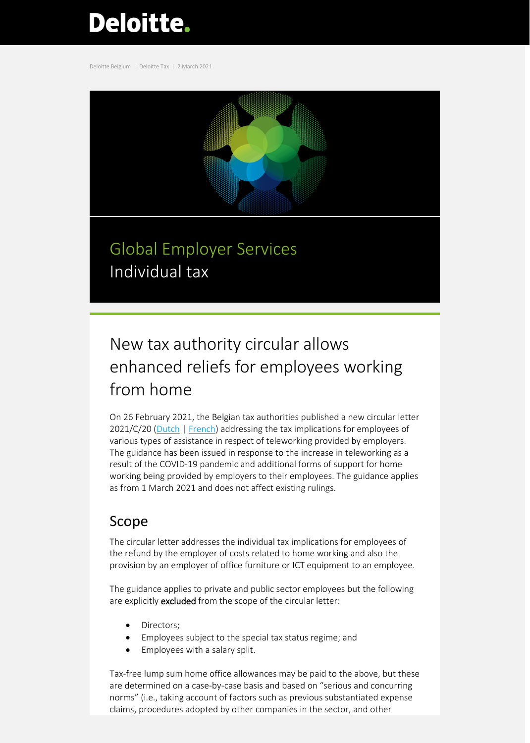Deloitte.

Deloitte Belgium | Deloitte Tax | 2 March 2021

Global Employer Services
Individual tax

# New tax authority circular allows enhanced reliefs for employees working from home

On 26 February 2021, the Belgian tax authorities published a new circular letter 2021/C/20 (Dutch | French) addressing the tax implications for employees of various types of assistance in respect of teleworking provided by employers. The guidance has been issued in response to the increase in teleworking as a result of the COVID-19 pandemic and additional forms of support for home working being provided by employers to their employees. The guidance applies as from 1 March 2021 and does not affect existing rulings.

## Scope

The circular letter addresses the individual tax implications for employees of the refund by the employer of costs related to home working and also the provision by an employer of office furniture or ICT equipment to an employee.

The guidance applies to private and public sector employees but the following are explicitly **excluded** from the scope of the circular letter:

- Directors;
- Employees subject to the special tax status regime; and
- Employees with a salary split.

Tax-free lump sum home office allowances may be paid to the above, but these are determined on a case-by-case basis and based on "serious and concurring norms" (i.e., taking account of factors such as previous substantiated expense claims, procedures adopted by other companies in the sector, and other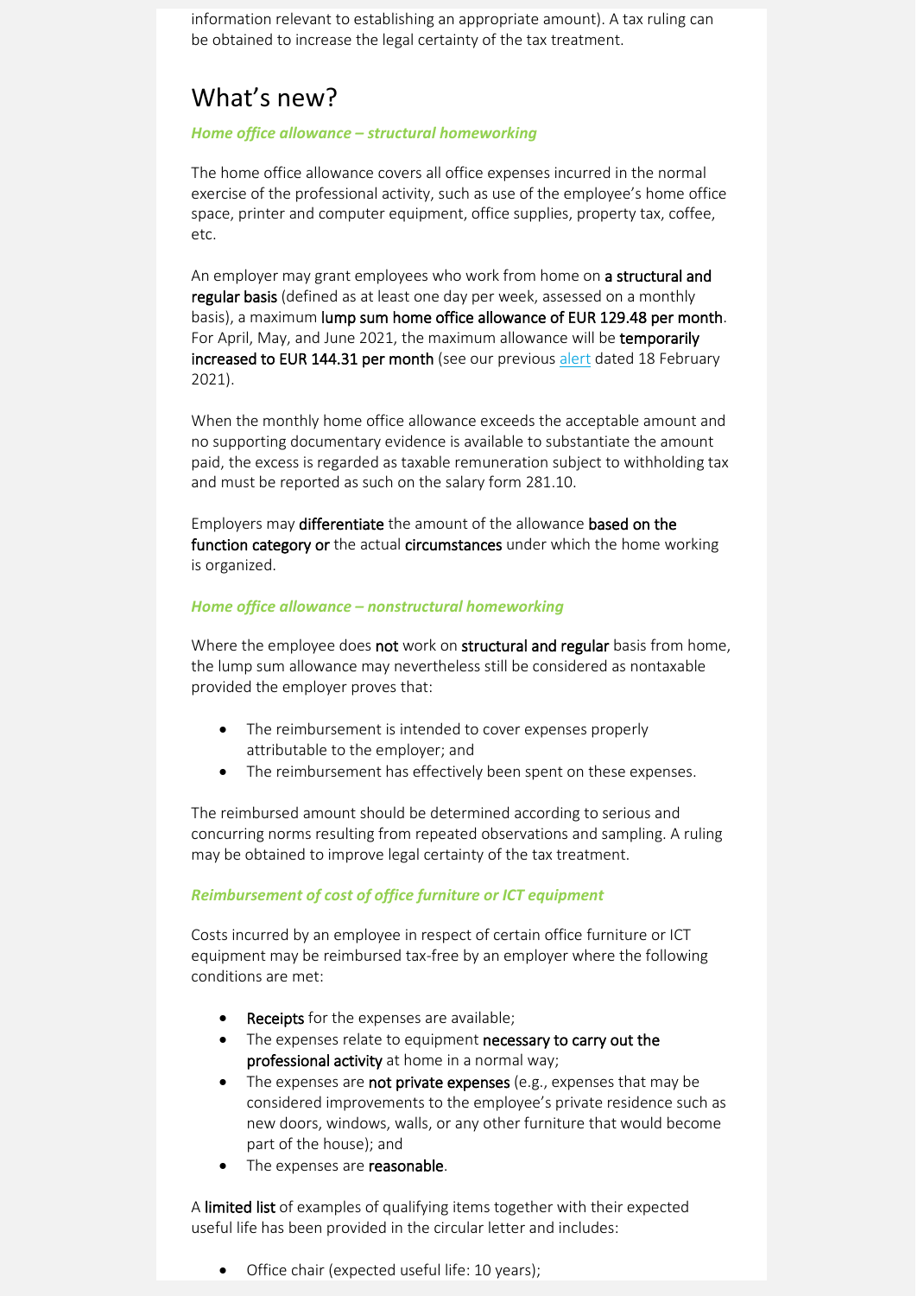information relevant to establishing an appropriate amount). A tax ruling can be obtained to increase the legal certainty of the tax treatment.

# What's new?

***Home office allowance – structural homeworking***

The home office allowance covers all office expenses incurred in the normal exercise of the professional activity, such as use of the employee's home office space, printer and computer equipment, office supplies, property tax, coffee, etc.

An employer may grant employees who work from home on **a structural and regular basis** (defined as at least one day per week, assessed on a monthly basis), a maximum **lump sum home office allowance of EUR 129.48 per month**. For April, May, and June 2021, the maximum allowance will be **temporarily increased to EUR 144.31 per month** (see our previous alert dated 18 February 2021).

When the monthly home office allowance exceeds the acceptable amount and no supporting documentary evidence is available to substantiate the amount paid, the excess is regarded as taxable remuneration subject to withholding tax and must be reported as such on the salary form 281.10.

Employers may **differentiate** the amount of the allowance **based on the function category or** the actual **circumstances** under which the home working is organized.

***Home office allowance – nonstructural homeworking***

Where the employee does **not** work on **structural and regular** basis from home, the lump sum allowance may nevertheless still be considered as nontaxable provided the employer proves that:

- The reimbursement is intended to cover expenses properly attributable to the employer; and
- The reimbursement has effectively been spent on these expenses.

The reimbursed amount should be determined according to serious and concurring norms resulting from repeated observations and sampling. A ruling may be obtained to improve legal certainty of the tax treatment.

***Reimbursement of cost of office furniture or ICT equipment***

Costs incurred by an employee in respect of certain office furniture or ICT equipment may be reimbursed tax-free by an employer where the following conditions are met:

- **Receipts** for the expenses are available;
- The expenses relate to equipment **necessary to carry out the professional activity** at home in a normal way;
- The expenses are **not private expenses** (e.g., expenses that may be considered improvements to the employee's private residence such as new doors, windows, walls, or any other furniture that would become part of the house); and
- The expenses are **reasonable**.

A **limited list** of examples of qualifying items together with their expected useful life has been provided in the circular letter and includes:

- Office chair (expected useful life: 10 years);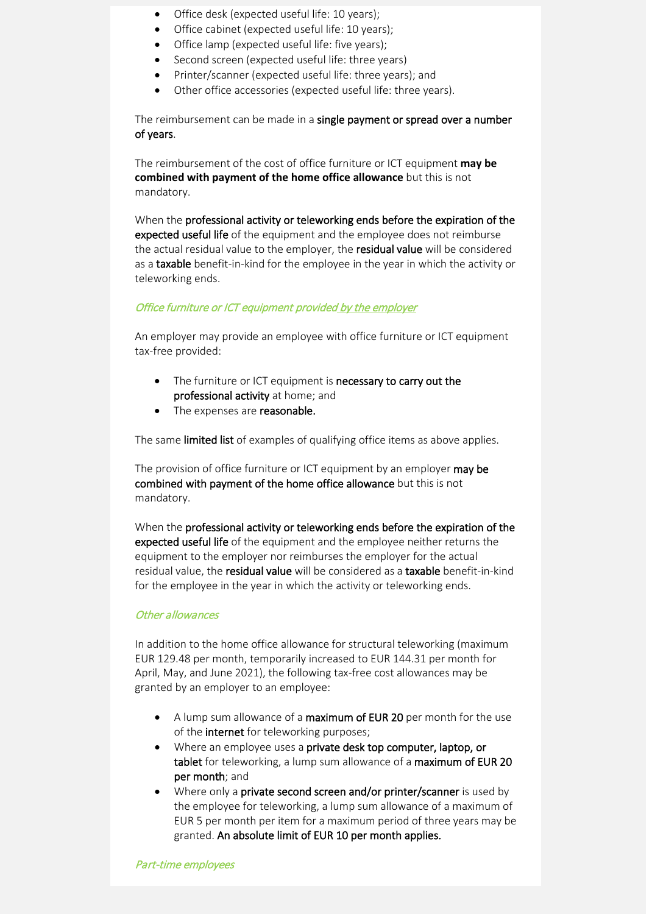- Office desk (expected useful life: 10 years);
- Office cabinet (expected useful life: 10 years);
- Office lamp (expected useful life: five years);
- Second screen (expected useful life: three years)
- Printer/scanner (expected useful life: three years); and
- Other office accessories (expected useful life: three years).

The reimbursement can be made in a single payment or spread over a number of years.

The reimbursement of the cost of office furniture or ICT equipment **may be combined with payment of the home office allowance** but this is not mandatory.

When the professional activity or teleworking ends before the expiration of the expected useful life of the equipment and the employee does not reimburse the actual residual value to the employer, the residual value will be considered as a taxable benefit-in-kind for the employee in the year in which the activity or teleworking ends.

### *Office furniture or ICT equipment provided by the employer*

An employer may provide an employee with office furniture or ICT equipment tax-free provided:

- The furniture or ICT equipment is necessary to carry out the professional activity at home; and
- The expenses are reasonable.

The same limited list of examples of qualifying office items as above applies.

The provision of office furniture or ICT equipment by an employer may be combined with payment of the home office allowance but this is not mandatory.

When the professional activity or teleworking ends before the expiration of the expected useful life of the equipment and the employee neither returns the equipment to the employer nor reimburses the employer for the actual residual value, the residual value will be considered as a taxable benefit-in-kind for the employee in the year in which the activity or teleworking ends.

### *Other allowances*

In addition to the home office allowance for structural teleworking (maximum EUR 129.48 per month, temporarily increased to EUR 144.31 per month for April, May, and June 2021), the following tax-free cost allowances may be granted by an employer to an employee:

- A lump sum allowance of a maximum of EUR 20 per month for the use of the internet for teleworking purposes;
- Where an employee uses a private desk top computer, laptop, or tablet for teleworking, a lump sum allowance of a maximum of EUR 20 per month; and
- Where only a private second screen and/or printer/scanner is used by the employee for teleworking, a lump sum allowance of a maximum of EUR 5 per month per item for a maximum period of three years may be granted. An absolute limit of EUR 10 per month applies.

### *Part-time employees*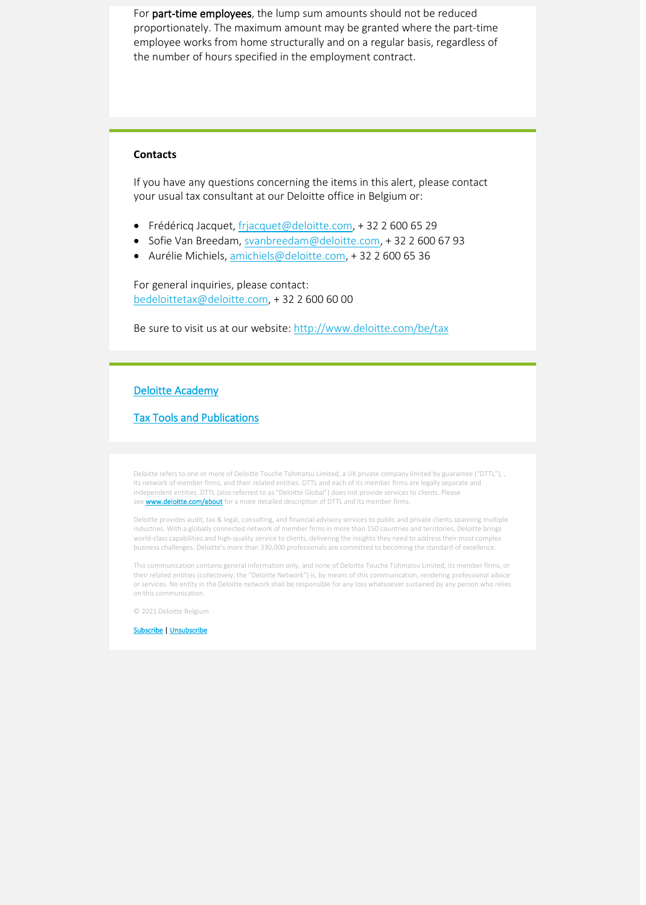For **part-time employees**, the lump sum amounts should not be reduced proportionately. The maximum amount may be granted where the part-time employee works from home structurally and on a regular basis, regardless of the number of hours specified in the employment contract.

**Contacts**

If you have any questions concerning the items in this alert, please contact your usual tax consultant at our Deloitte office in Belgium or:

- Frédéricq Jacquet, frjacquet@deloitte.com, + 32 2 600 65 29
- Sofie Van Breedam, svanbreedam@deloitte.com, + 32 2 600 67 93
- Aurélie Michiels, amichiels@deloitte.com, + 32 2 600 65 36

For general inquiries, please contact:
bedeloittetax@deloitte.com, + 32 2 600 60 00

Be sure to visit us at our website: http://www.deloitte.com/be/tax

Deloitte Academy

Tax Tools and Publications

Deloitte refers to one or more of Deloitte Touche Tohmatsu Limited, a UK private company limited by guarantee ("DTTL"), , its network of member firms, and their related entities. DTTL and each of its member firms are legally separate and independent entities. DTTL (also referred to as "Deloitte Global") does not provide services to clients. Please see **www.deloitte.com/about** for a more detailed description of DTTL and its member firms.

Deloitte provides audit, tax & legal, consulting, and financial advisory services to public and private clients spanning multiple industries. With a globally connected network of member firms in more than 150 countries and territories, Deloitte brings world-class capabilities and high-quality service to clients, delivering the insights they need to address their most complex business challenges. Deloitte's more than 330,000 professionals are committed to becoming the standard of excellence.

This communication contains general information only, and none of Deloitte Touche Tohmatsu Limited, its member firms, or their related entities (collectively, the "Deloitte Network") is, by means of this communication, rendering professional advice or services. No entity in the Deloitte network shall be responsible for any loss whatsoever sustained by any person who relies on this communication.

© 2021 Deloitte Belgium

Subscribe | Unsubscribe